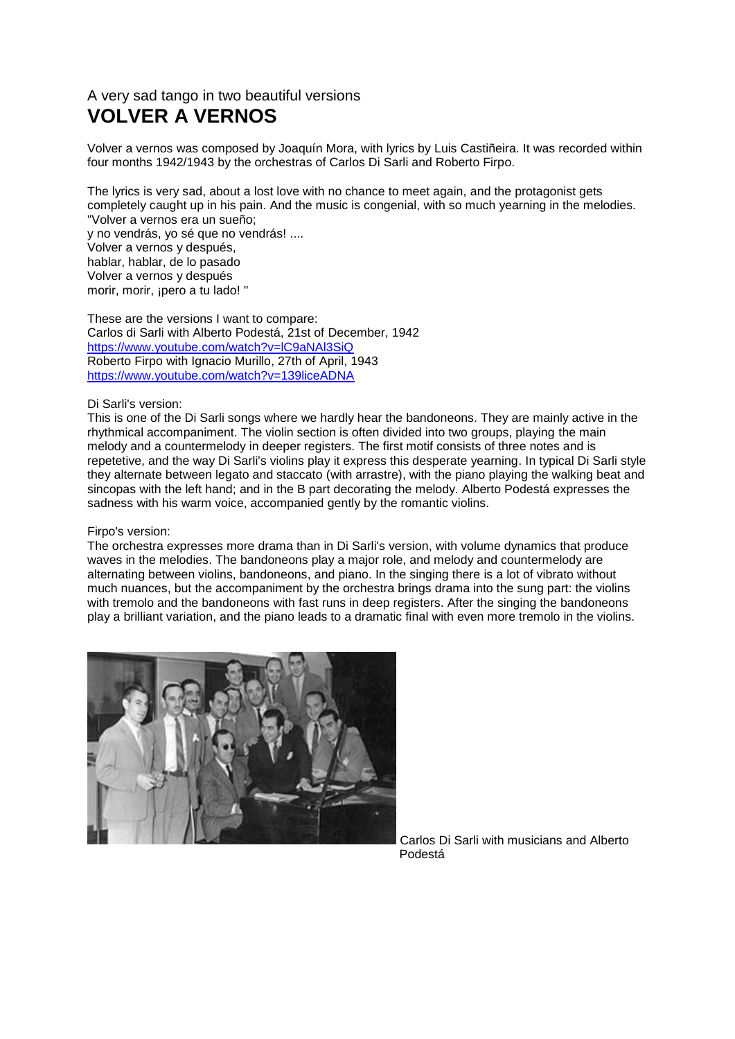A very sad tango in two beautiful versions

# VOLVER A VERNOS

Volver a vernos was composed by Joaquín Mora, with lyrics by Luis Castiñeira. It was recorded within four months 1942/1943 by the orchestras of Carlos Di Sarli and Roberto Firpo.

The lyrics is very sad, about a lost love with no chance to meet again, and the protagonist gets completely caught up in his pain. And the music is congenial, with so much yearning in the melodies.
"Volver a vernos era un sueño;
y no vendrás, yo sé que no vendrás! ....
Volver a vernos y después,
hablar, hablar, de lo pasado
Volver a vernos y después
morir, morir, ¡pero a tu lado! "

These are the versions I want to compare:
Carlos di Sarli with Alberto Podestá, 21st of December, 1942
https://www.youtube.com/watch?v=lC9aNAl3SiQ
Roberto Firpo with Ignacio Murillo, 27th of April, 1943
https://www.youtube.com/watch?v=139liceADNA

Di Sarli's version:
This is one of the Di Sarli songs where we hardly hear the bandoneons. They are mainly active in the rhythmical accompaniment. The violin section is often divided into two groups, playing the main melody and a countermelody in deeper registers. The first motif consists of three notes and is repetetive, and the way Di Sarli's violins play it express this desperate yearning. In typical Di Sarli style they alternate between legato and staccato (with arrastre), with the piano playing the walking beat and sincopas with the left hand; and in the B part decorating the melody. Alberto Podestá expresses the sadness with his warm voice, accompanied gently by the romantic violins.

Firpo's version:
The orchestra expresses more drama than in Di Sarli's version, with volume dynamics that produce waves in the melodies. The bandoneons play a major role, and melody and countermelody are alternating between violins, bandoneons, and piano. In the singing there is a lot of vibrato without much nuances, but the accompaniment by the orchestra brings drama into the sung part: the violins with tremolo and the bandoneons with fast runs in deep registers. After the singing the bandoneons play a brilliant variation, and the piano leads to a dramatic final with even more tremolo in the violins.

Carlos Di Sarli with musicians and Alberto Podestá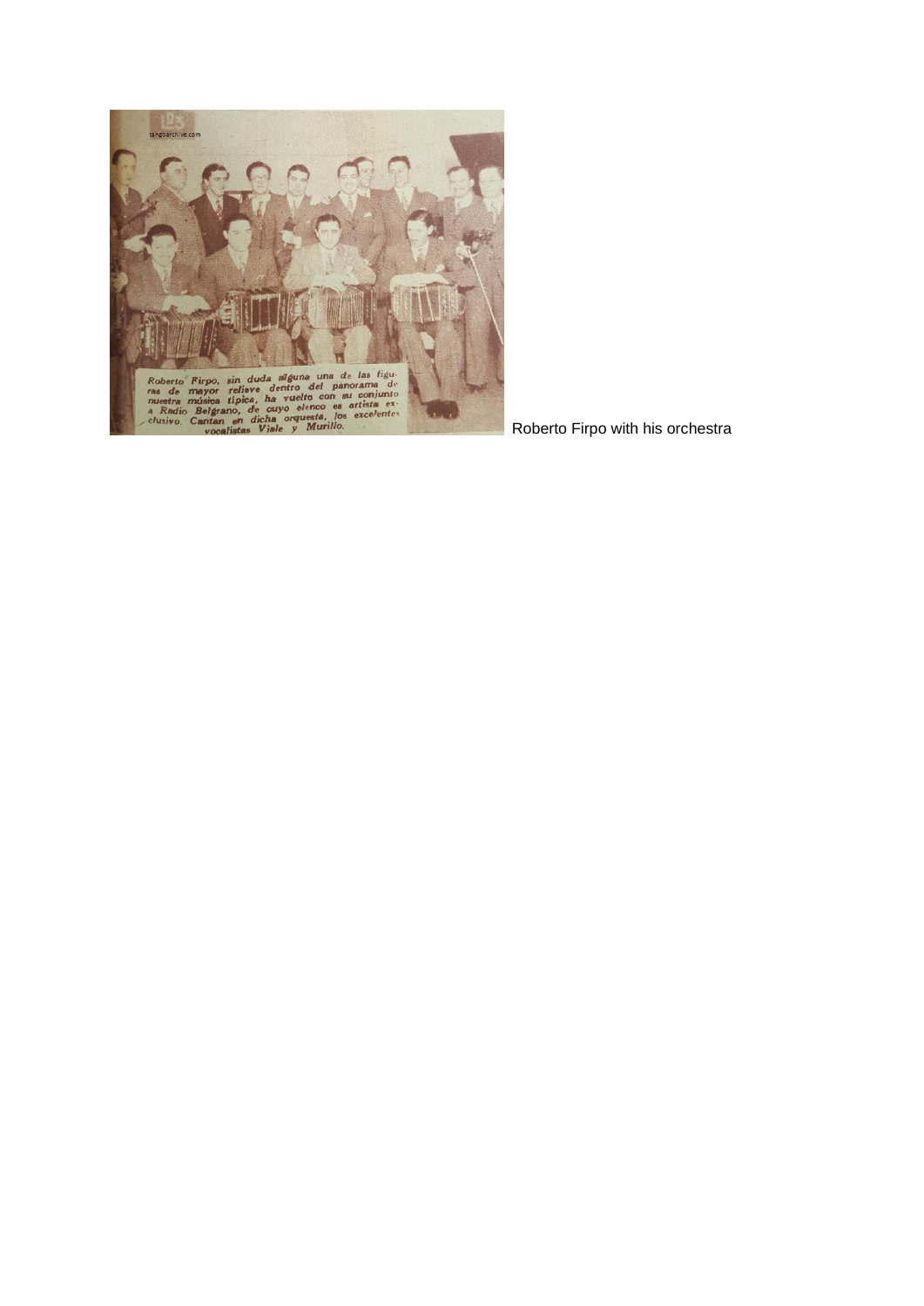Roberto Firpo with his orchestra